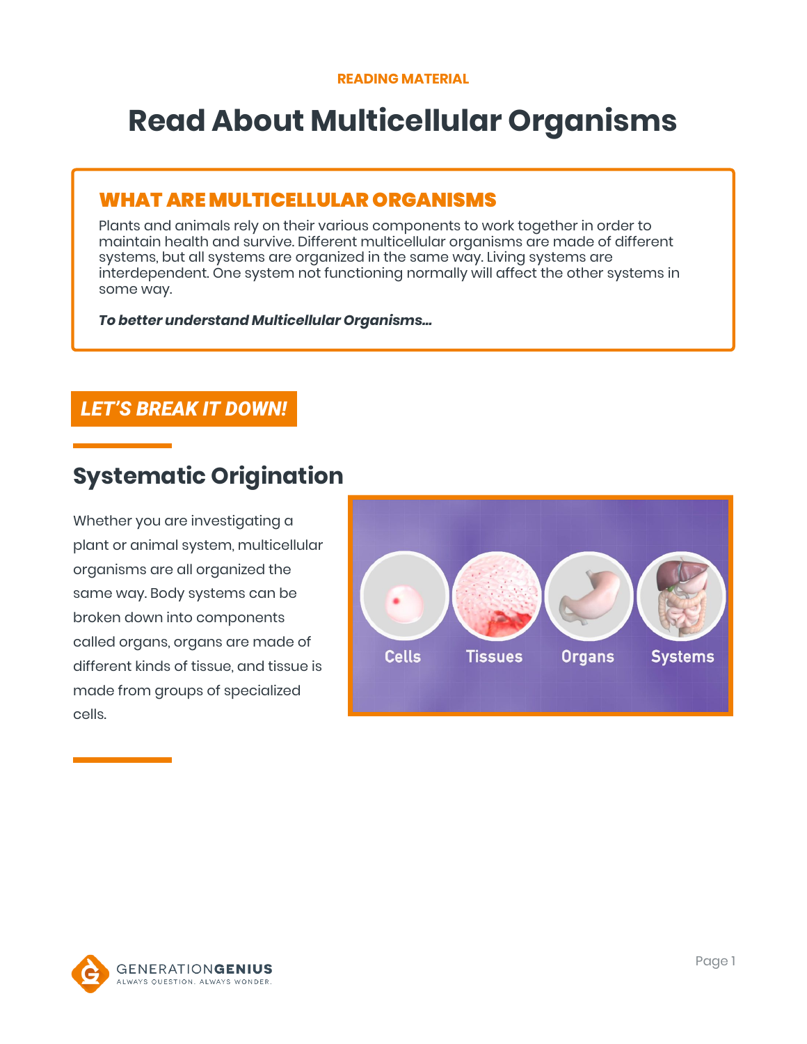READING MATERIAL

# Read About Multicellular Organisms

## WHAT ARE MULTICELLULAR ORGANISMS

Plants and animals rely on their various components to work together in order to maintain health and survive. Different multicellular organisms are made of different systems, but all systems are organized in the same way. Living systems are interdependent. One system not functioning normally will affect the other systems in some way.

***To better understand Multicellular Organisms...***

**LET'S BREAK IT DOWN!**

## Systematic Origination

Whether you are investigating a plant or animal system, multicellular organisms are all organized the same way. Body systems can be broken down into components called organs, organs are made of different kinds of tissue, and tissue is made from groups of specialized cells.

Cells Tissues Organs Systems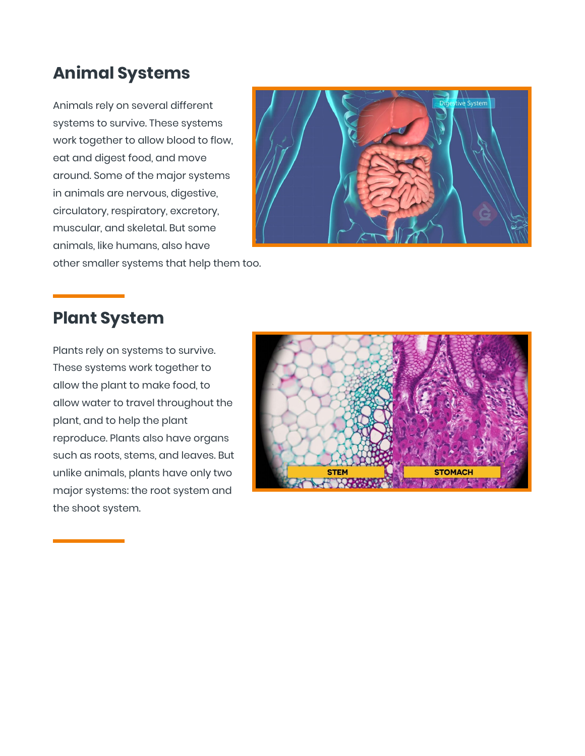## Animal Systems

Animals rely on several different systems to survive. These systems work together to allow blood to flow, eat and digest food, and move around. Some of the major systems in animals are nervous, digestive, circulatory, respiratory, excretory, muscular, and skeletal. But some animals, like humans, also have other smaller systems that help them too.

## Plant System

Plants rely on systems to survive. These systems work together to allow the plant to make food, to allow water to travel throughout the plant, and to help the plant reproduce. Plants also have organs such as roots, stems, and leaves. But unlike animals, plants have only two major systems: the root system and the shoot system.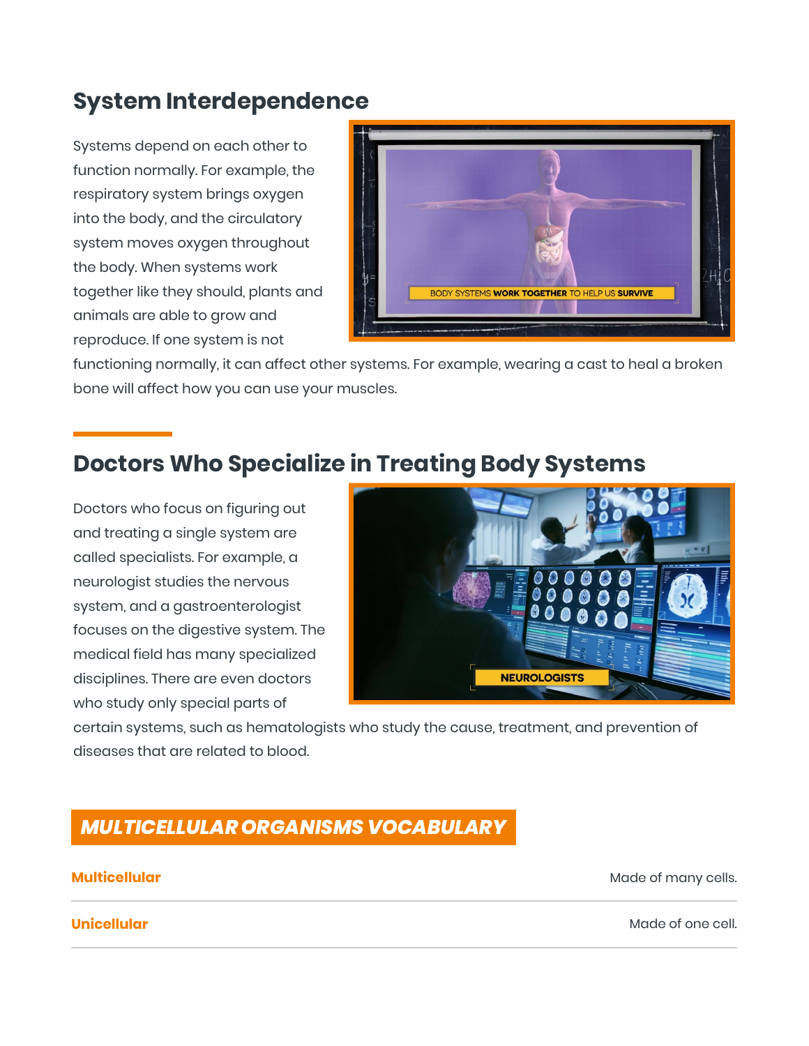## System Interdependence

Systems depend on each other to function normally. For example, the respiratory system brings oxygen into the body, and the circulatory system moves oxygen throughout the body. When systems work together like they should, plants and animals are able to grow and reproduce. If one system is not functioning normally, it can affect other systems. For example, wearing a cast to heal a broken bone will affect how you can use your muscles.

## Doctors Who Specialize in Treating Body Systems

Doctors who focus on figuring out and treating a single system are called specialists. For example, a neurologist studies the nervous system, and a gastroenterologist focuses on the digestive system. The medical field has many specialized disciplines. There are even doctors who study only special parts of certain systems, such as hematologists who study the cause, treatment, and prevention of diseases that are related to blood.

## *MULTICELLULAR ORGANISMS VOCABULARY*

| | |
|---|---|
| **Multicellular** | Made of many cells. |
| **Unicellular** | Made of one cell. |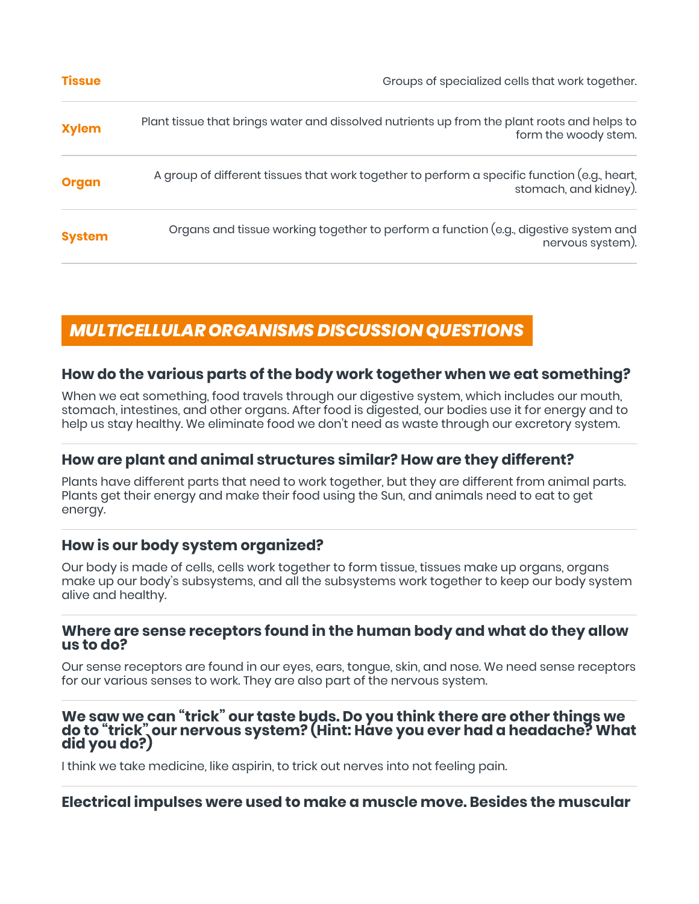| | |
|---|---|
| **Tissue** | Groups of specialized cells that work together. |
| **Xylem** | Plant tissue that brings water and dissolved nutrients up from the plant roots and helps to form the woody stem. |
| **Organ** | A group of different tissues that work together to perform a specific function (e.g., heart, stomach, and kidney). |
| **System** | Organs and tissue working together to perform a function (e.g., digestive system and nervous system). |

## *MULTICELLULAR ORGANISMS DISCUSSION QUESTIONS*

### How do the various parts of the body work together when we eat something?

When we eat something, food travels through our digestive system, which includes our mouth, stomach, intestines, and other organs. After food is digested, our bodies use it for energy and to help us stay healthy. We eliminate food we don't need as waste through our excretory system.

### How are plant and animal structures similar? How are they different?

Plants have different parts that need to work together, but they are different from animal parts. Plants get their energy and make their food using the Sun, and animals need to eat to get energy.

### How is our body system organized?

Our body is made of cells, cells work together to form tissue, tissues make up organs, organs make up our body's subsystems, and all the subsystems work together to keep our body system alive and healthy.

### Where are sense receptors found in the human body and what do they allow us to do?

Our sense receptors are found in our eyes, ears, tongue, skin, and nose. We need sense receptors for our various senses to work. They are also part of the nervous system.

### We saw we can "trick" our taste buds. Do you think there are other things we do to "trick" our nervous system? (Hint: Have you ever had a headache? What did you do?)

I think we take medicine, like aspirin, to trick out nerves into not feeling pain.

### Electrical impulses were used to make a muscle move. Besides the muscular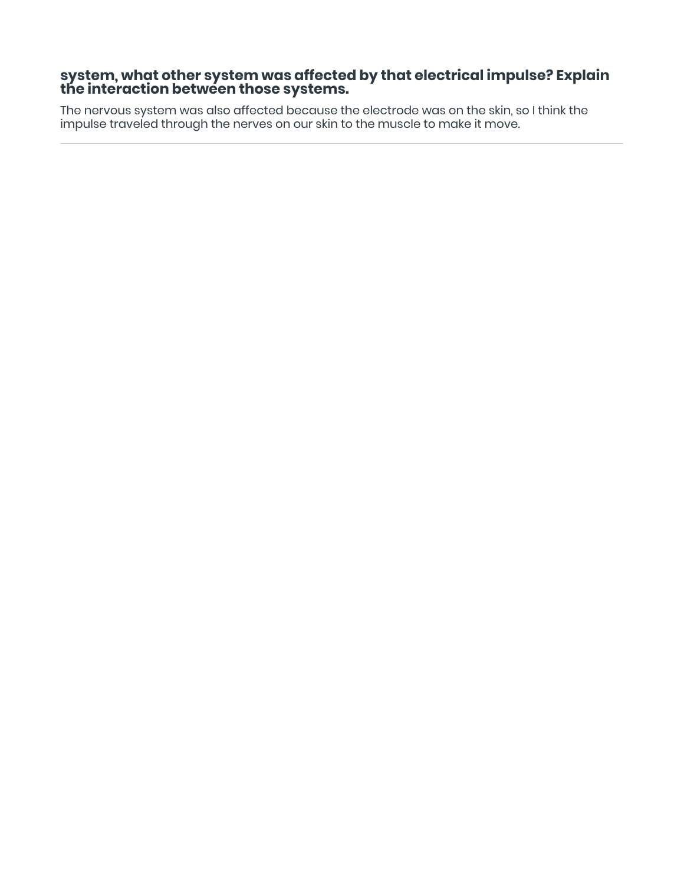**system, what other system was affected by that electrical impulse? Explain the interaction between those systems.**

The nervous system was also affected because the electrode was on the skin, so I think the impulse traveled through the nerves on our skin to the muscle to make it move.

---